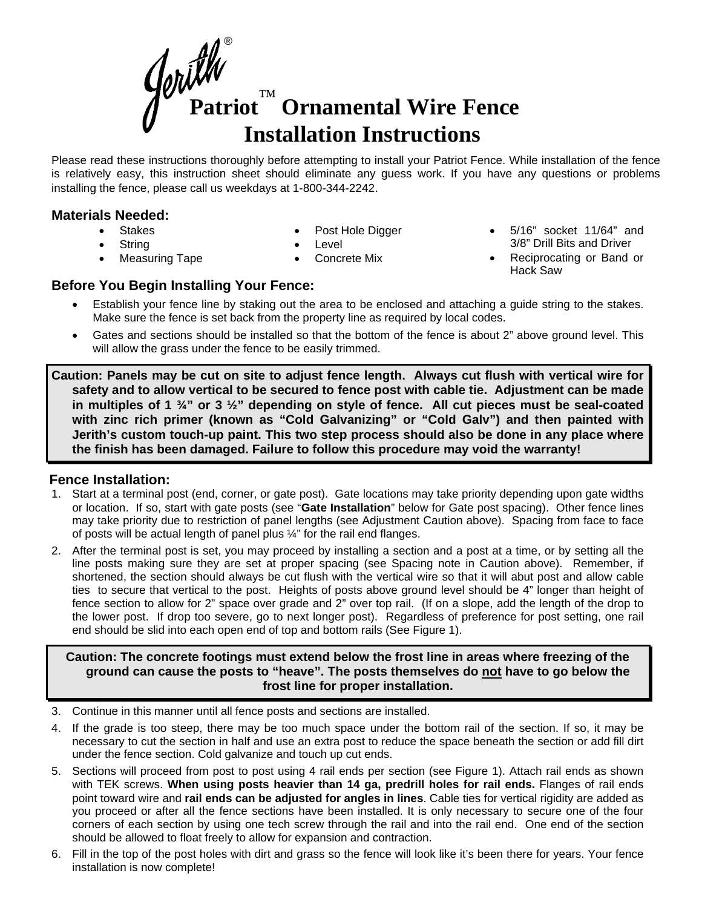# Jerith® Patriot™ Ornamental Wire Fence Installation Instructions

Please read these instructions thoroughly before attempting to install your Patriot Fence. While installation of the fence is relatively easy, this instruction sheet should eliminate any guess work. If you have any questions or problems installing the fence, please call us weekdays at 1-800-344-2242.

## Materials Needed:

- Stakes
- String
- Measuring Tape
- Post Hole Digger
- Level
- Concrete Mix
- 5/16" socket 11/64" and 3/8" Drill Bits and Driver
- Reciprocating or Band or Hack Saw

## Before You Begin Installing Your Fence:

- Establish your fence line by staking out the area to be enclosed and attaching a guide string to the stakes. Make sure the fence is set back from the property line as required by local codes.
- Gates and sections should be installed so that the bottom of the fence is about 2" above ground level. This will allow the grass under the fence to be easily trimmed.

**Caution: Panels may be cut on site to adjust fence length. Always cut flush with vertical wire for safety and to allow vertical to be secured to fence post with cable tie. Adjustment can be made in multiples of 1 ¾" or 3 ½" depending on style of fence. All cut pieces must be seal-coated with zinc rich primer (known as "Cold Galvanizing" or "Cold Galv") and then painted with Jerith's custom touch-up paint. This two step process should also be done in any place where the finish has been damaged. Failure to follow this procedure may void the warranty!**

## Fence Installation:

1. Start at a terminal post (end, corner, or gate post). Gate locations may take priority depending upon gate widths or location. If so, start with gate posts (see "**Gate Installation**" below for Gate post spacing). Other fence lines may take priority due to restriction of panel lengths (see Adjustment Caution above). Spacing from face to face of posts will be actual length of panel plus ¼" for the rail end flanges.
2. After the terminal post is set, you may proceed by installing a section and a post at a time, or by setting all the line posts making sure they are set at proper spacing (see Spacing note in Caution above). Remember, if shortened, the section should always be cut flush with the vertical wire so that it will abut post and allow cable ties to secure that vertical to the post. Heights of posts above ground level should be 4" longer than height of fence section to allow for 2" space over grade and 2" over top rail. (If on a slope, add the length of the drop to the lower post. If drop too severe, go to next longer post). Regardless of preference for post setting, one rail end should be slid into each open end of top and bottom rails (See Figure 1).

**Caution: The concrete footings must extend below the frost line in areas where freezing of the ground can cause the posts to "heave". The posts themselves do not have to go below the frost line for proper installation.**

3. Continue in this manner until all fence posts and sections are installed.
4. If the grade is too steep, there may be too much space under the bottom rail of the section. If so, it may be necessary to cut the section in half and use an extra post to reduce the space beneath the section or add fill dirt under the fence section. Cold galvanize and touch up cut ends.
5. Sections will proceed from post to post using 4 rail ends per section (see Figure 1). Attach rail ends as shown with TEK screws. **When using posts heavier than 14 ga, predrill holes for rail ends.** Flanges of rail ends point toward wire and **rail ends can be adjusted for angles in lines**. Cable ties for vertical rigidity are added as you proceed or after all the fence sections have been installed. It is only necessary to secure one of the four corners of each section by using one tech screw through the rail and into the rail end. One end of the section should be allowed to float freely to allow for expansion and contraction.
6. Fill in the top of the post holes with dirt and grass so the fence will look like it's been there for years. Your fence installation is now complete!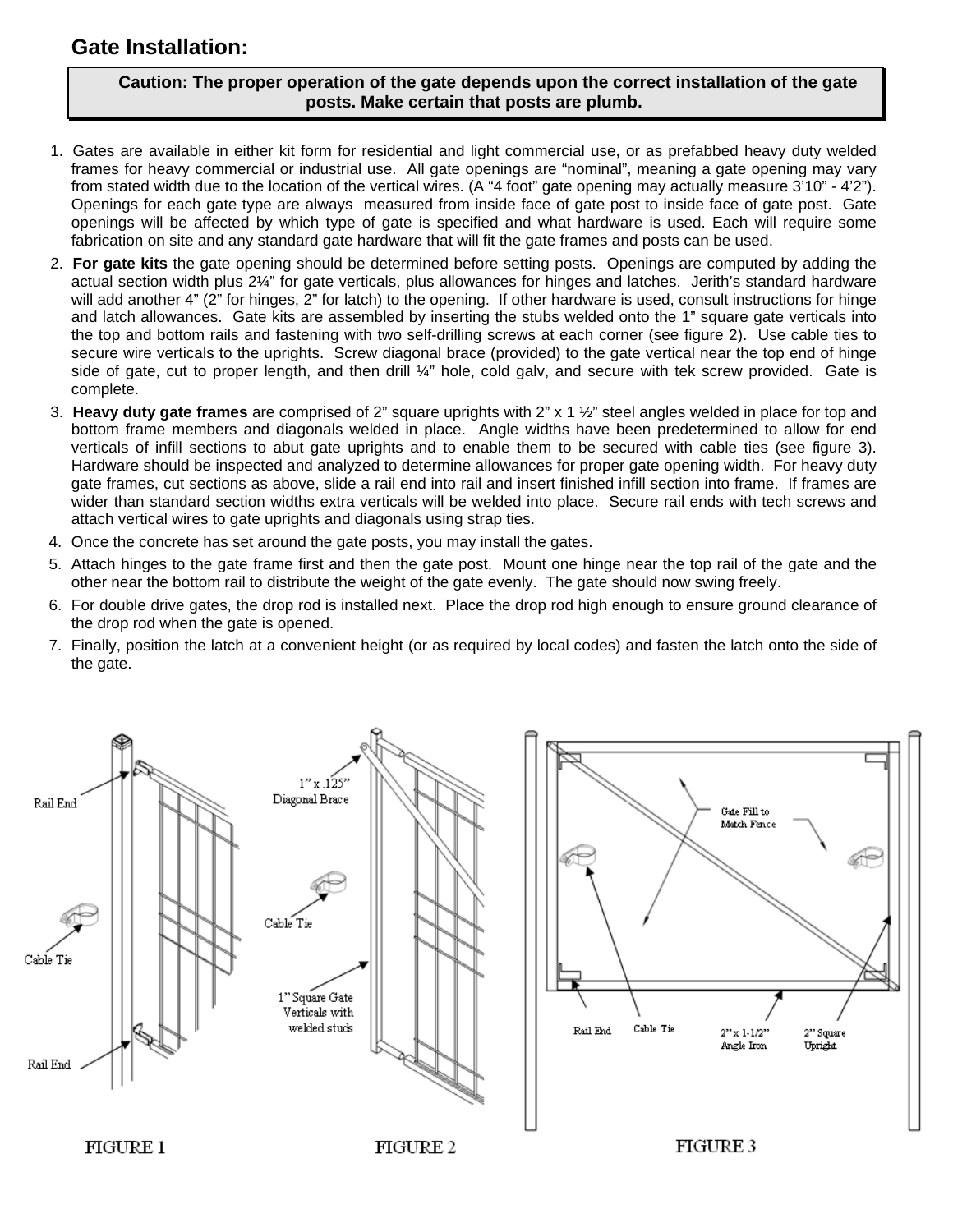## Gate Installation:

**Caution: The proper operation of the gate depends upon the correct installation of the gate posts. Make certain that posts are plumb.**

1. Gates are available in either kit form for residential and light commercial use, or as prefabbed heavy duty welded frames for heavy commercial or industrial use. All gate openings are "nominal", meaning a gate opening may vary from stated width due to the location of the vertical wires. (A "4 foot" gate opening may actually measure 3'10" - 4'2"). Openings for each gate type are always measured from inside face of gate post to inside face of gate post. Gate openings will be affected by which type of gate is specified and what hardware is used. Each will require some fabrication on site and any standard gate hardware that will fit the gate frames and posts can be used.
2. **For gate kits** the gate opening should be determined before setting posts. Openings are computed by adding the actual section width plus 2¼" for gate verticals, plus allowances for hinges and latches. Jerith's standard hardware will add another 4" (2" for hinges, 2" for latch) to the opening. If other hardware is used, consult instructions for hinge and latch allowances. Gate kits are assembled by inserting the stubs welded onto the 1" square gate verticals into the top and bottom rails and fastening with two self-drilling screws at each corner (see figure 2). Use cable ties to secure wire verticals to the uprights. Screw diagonal brace (provided) to the gate vertical near the top end of hinge side of gate, cut to proper length, and then drill ¼" hole, cold galv, and secure with tek screw provided. Gate is complete.
3. **Heavy duty gate frames** are comprised of 2" square uprights with 2" x 1 ½" steel angles welded in place for top and bottom frame members and diagonals welded in place. Angle widths have been predetermined to allow for end verticals of infill sections to abut gate uprights and to enable them to be secured with cable ties (see figure 3). Hardware should be inspected and analyzed to determine allowances for proper gate opening width. For heavy duty gate frames, cut sections as above, slide a rail end into rail and insert finished infill section into frame. If frames are wider than standard section widths extra verticals will be welded into place. Secure rail ends with tech screws and attach vertical wires to gate uprights and diagonals using strap ties.
4. Once the concrete has set around the gate posts, you may install the gates.
5. Attach hinges to the gate frame first and then the gate post. Mount one hinge near the top rail of the gate and the other near the bottom rail to distribute the weight of the gate evenly. The gate should now swing freely.
6. For double drive gates, the drop rod is installed next. Place the drop rod high enough to ensure ground clearance of the drop rod when the gate is opened.
7. Finally, position the latch at a convenient height (or as required by local codes) and fasten the latch onto the side of the gate.

Rail End
Cable Tie
Rail End

FIGURE 1

1" x .125" Diagonal Brace
Cable Tie
1" Square Gate Verticals with welded studs

FIGURE 2

Gate Fill to Match Fence
Rail End
Cable Tie
2" x 1-1/2" Angle Iron
2" Square Upright

FIGURE 3